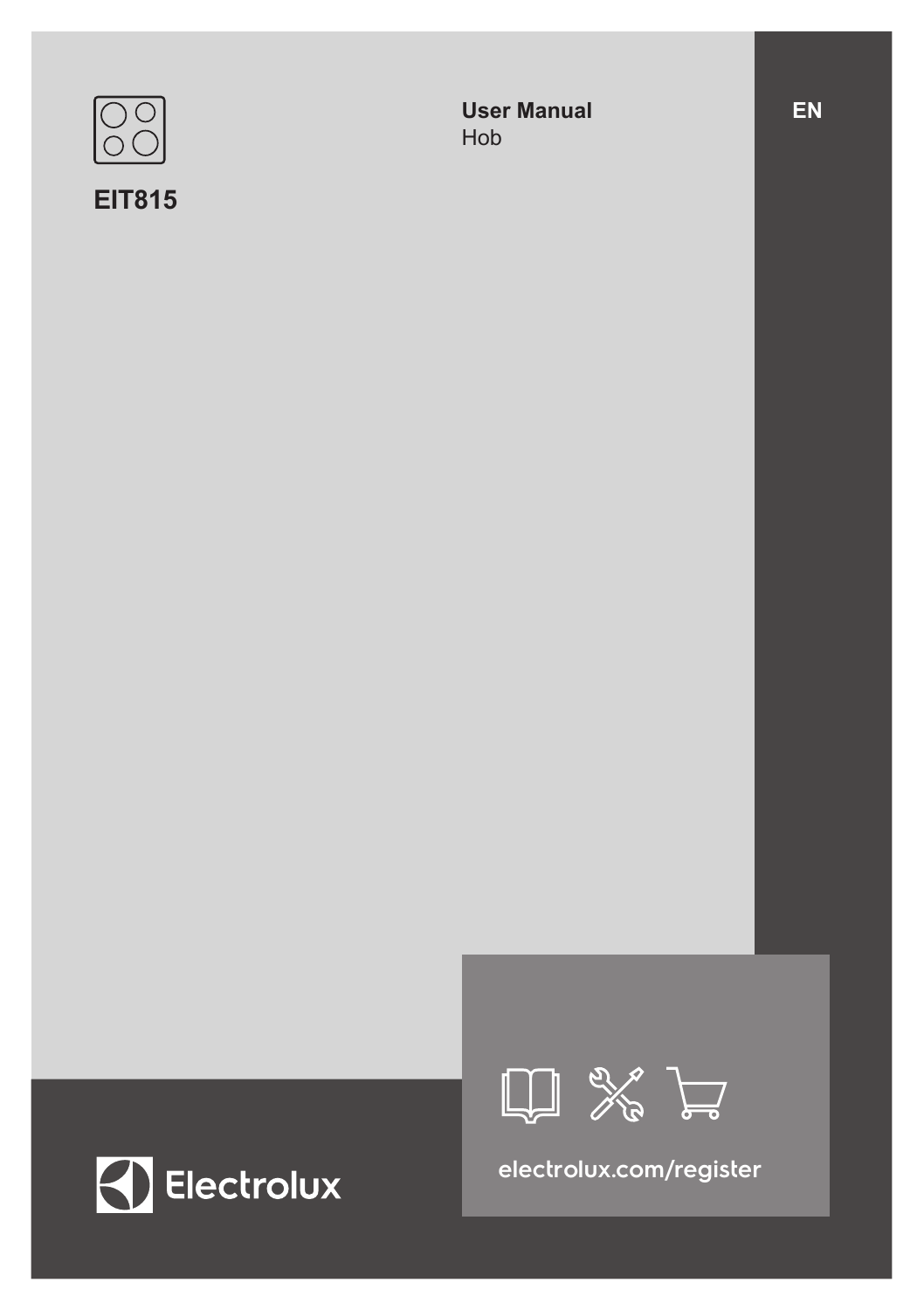**EIT815**

**User Manual**
Hob

EN

Electrolux

electrolux.com/register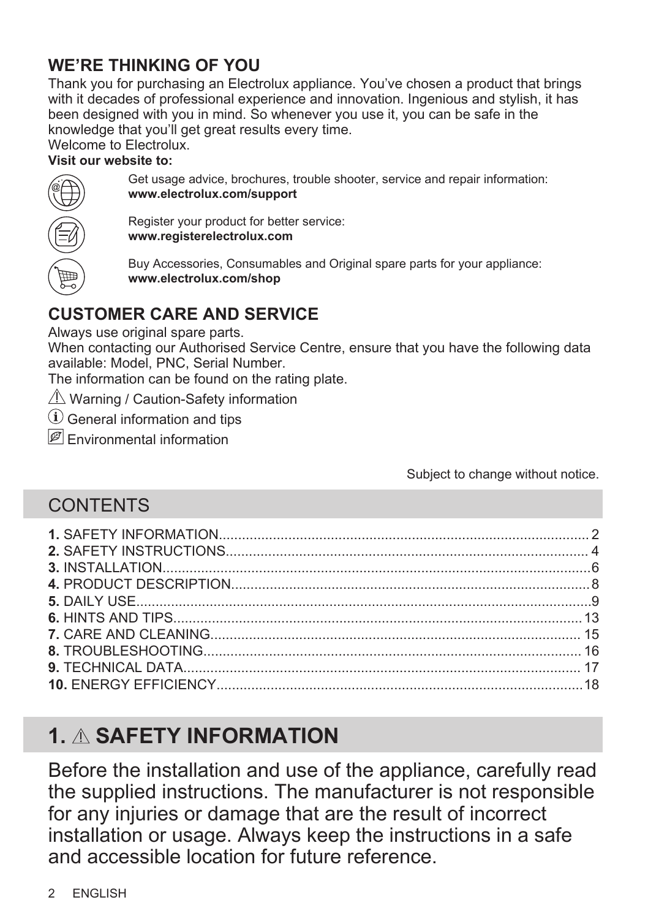## WE'RE THINKING OF YOU

Thank you for purchasing an Electrolux appliance. You've chosen a product that brings with it decades of professional experience and innovation. Ingenious and stylish, it has been designed with you in mind. So whenever you use it, you can be safe in the knowledge that you'll get great results every time.
Welcome to Electrolux.

**Visit our website to:**

Get usage advice, brochures, trouble shooter, service and repair information:
**www.electrolux.com/support**

Register your product for better service:
**www.registerelectrolux.com**

Buy Accessories, Consumables and Original spare parts for your appliance:
**www.electrolux.com/shop**

## CUSTOMER CARE AND SERVICE

Always use original spare parts.
When contacting our Authorised Service Centre, ensure that you have the following data available: Model, PNC, Serial Number.
The information can be found on the rating plate.

⚠ Warning / Caution-Safety information

ⓘ General information and tips

Environmental information

Subject to change without notice.

## CONTENTS

**1.** SAFETY INFORMATION...................2
**2.** SAFETY INSTRUCTIONS...................4
**3.** INSTALLATION...................6
**4.** PRODUCT DESCRIPTION...................8
**5.** DAILY USE...................9
**6.** HINTS AND TIPS...................13
**7.** CARE AND CLEANING...................15
**8.** TROUBLESHOOTING...................16
**9.** TECHNICAL DATA...................17
**10.** ENERGY EFFICIENCY...................18

# 1. ⚠ SAFETY INFORMATION

Before the installation and use of the appliance, carefully read the supplied instructions. The manufacturer is not responsible for any injuries or damage that are the result of incorrect installation or usage. Always keep the instructions in a safe and accessible location for future reference.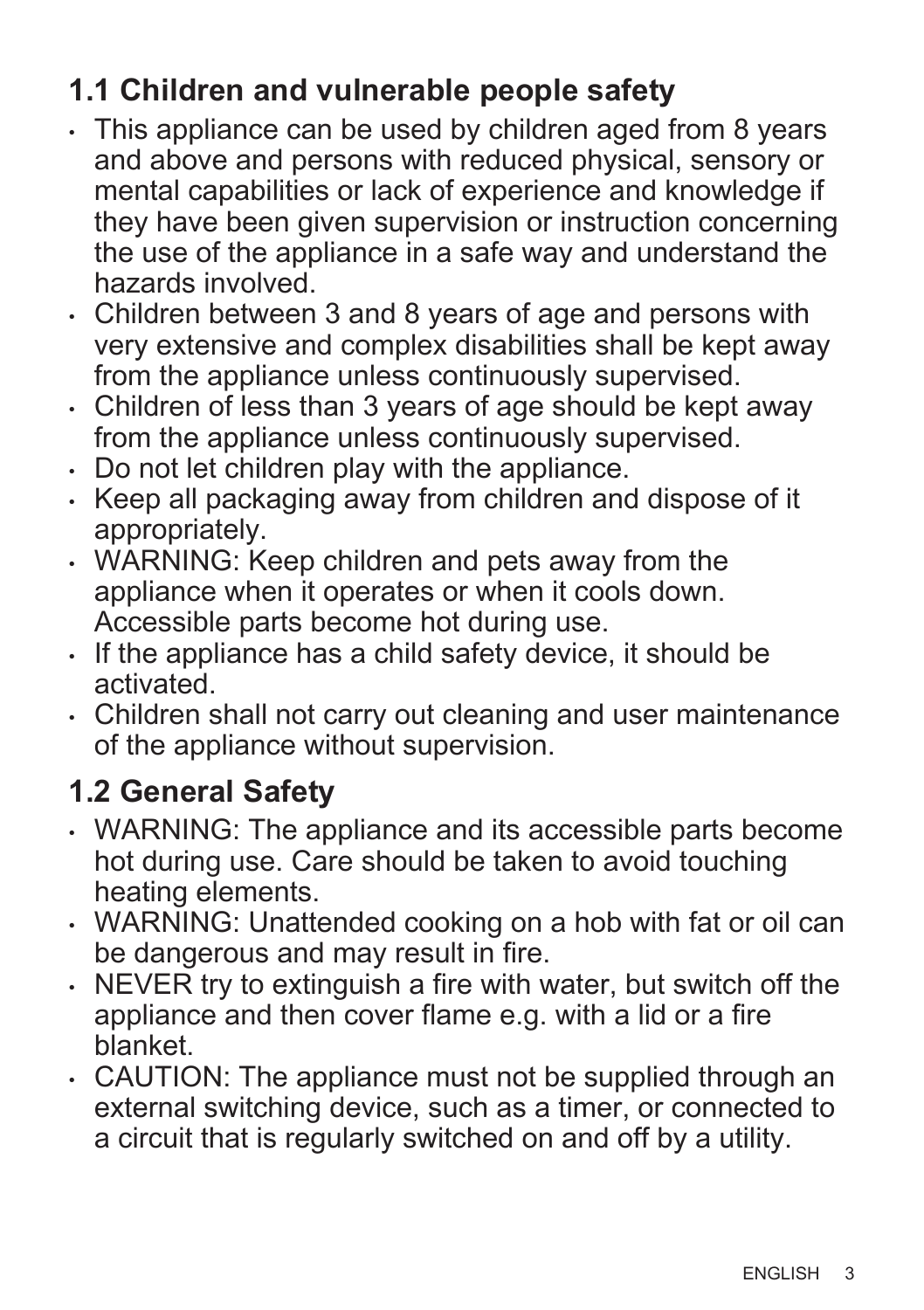## 1.1 Children and vulnerable people safety

- This appliance can be used by children aged from 8 years and above and persons with reduced physical, sensory or mental capabilities or lack of experience and knowledge if they have been given supervision or instruction concerning the use of the appliance in a safe way and understand the hazards involved.
- Children between 3 and 8 years of age and persons with very extensive and complex disabilities shall be kept away from the appliance unless continuously supervised.
- Children of less than 3 years of age should be kept away from the appliance unless continuously supervised.
- Do not let children play with the appliance.
- Keep all packaging away from children and dispose of it appropriately.
- WARNING: Keep children and pets away from the appliance when it operates or when it cools down. Accessible parts become hot during use.
- If the appliance has a child safety device, it should be activated.
- Children shall not carry out cleaning and user maintenance of the appliance without supervision.

## 1.2 General Safety

- WARNING: The appliance and its accessible parts become hot during use. Care should be taken to avoid touching heating elements.
- WARNING: Unattended cooking on a hob with fat or oil can be dangerous and may result in fire.
- NEVER try to extinguish a fire with water, but switch off the appliance and then cover flame e.g. with a lid or a fire blanket.
- CAUTION: The appliance must not be supplied through an external switching device, such as a timer, or connected to a circuit that is regularly switched on and off by a utility.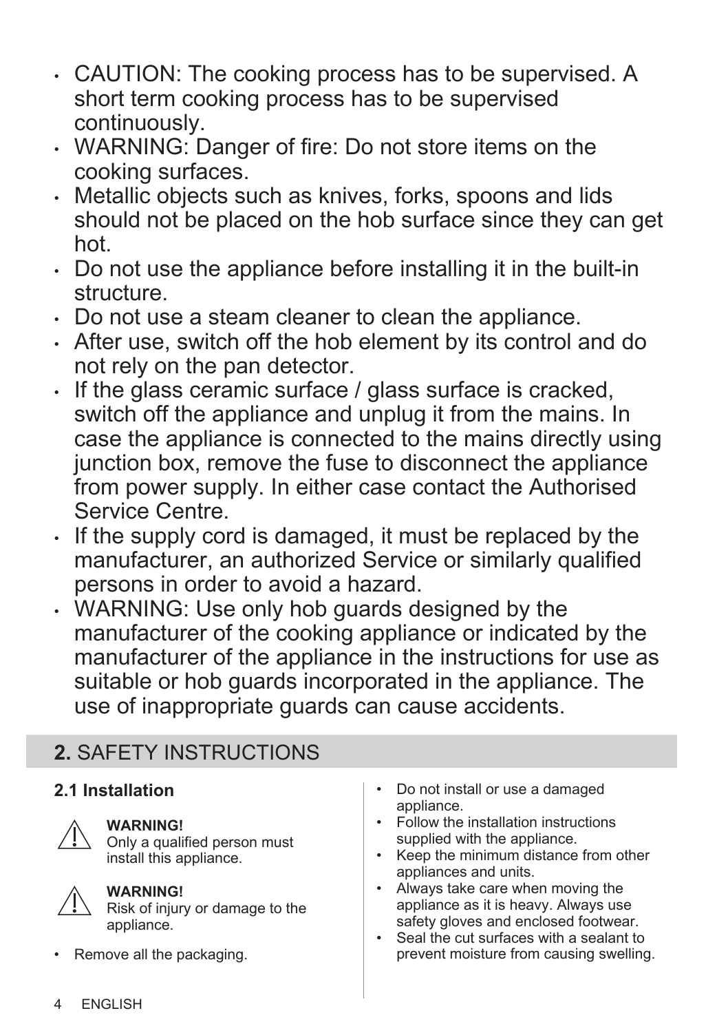- CAUTION: The cooking process has to be supervised. A short term cooking process has to be supervised continuously.
- WARNING: Danger of fire: Do not store items on the cooking surfaces.
- Metallic objects such as knives, forks, spoons and lids should not be placed on the hob surface since they can get hot.
- Do not use the appliance before installing it in the built-in structure.
- Do not use a steam cleaner to clean the appliance.
- After use, switch off the hob element by its control and do not rely on the pan detector.
- If the glass ceramic surface / glass surface is cracked, switch off the appliance and unplug it from the mains. In case the appliance is connected to the mains directly using junction box, remove the fuse to disconnect the appliance from power supply. In either case contact the Authorised Service Centre.
- If the supply cord is damaged, it must be replaced by the manufacturer, an authorized Service or similarly qualified persons in order to avoid a hazard.
- WARNING: Use only hob guards designed by the manufacturer of the cooking appliance or indicated by the manufacturer of the appliance in the instructions for use as suitable or hob guards incorporated in the appliance. The use of inappropriate guards can cause accidents.

## **2.** SAFETY INSTRUCTIONS

### 2.1 Installation

**WARNING!**
Only a qualified person must install this appliance.

**WARNING!**
Risk of injury or damage to the appliance.

- Remove all the packaging.
- Do not install or use a damaged appliance.
- Follow the installation instructions supplied with the appliance.
- Keep the minimum distance from other appliances and units.
- Always take care when moving the appliance as it is heavy. Always use safety gloves and enclosed footwear.
- Seal the cut surfaces with a sealant to prevent moisture from causing swelling.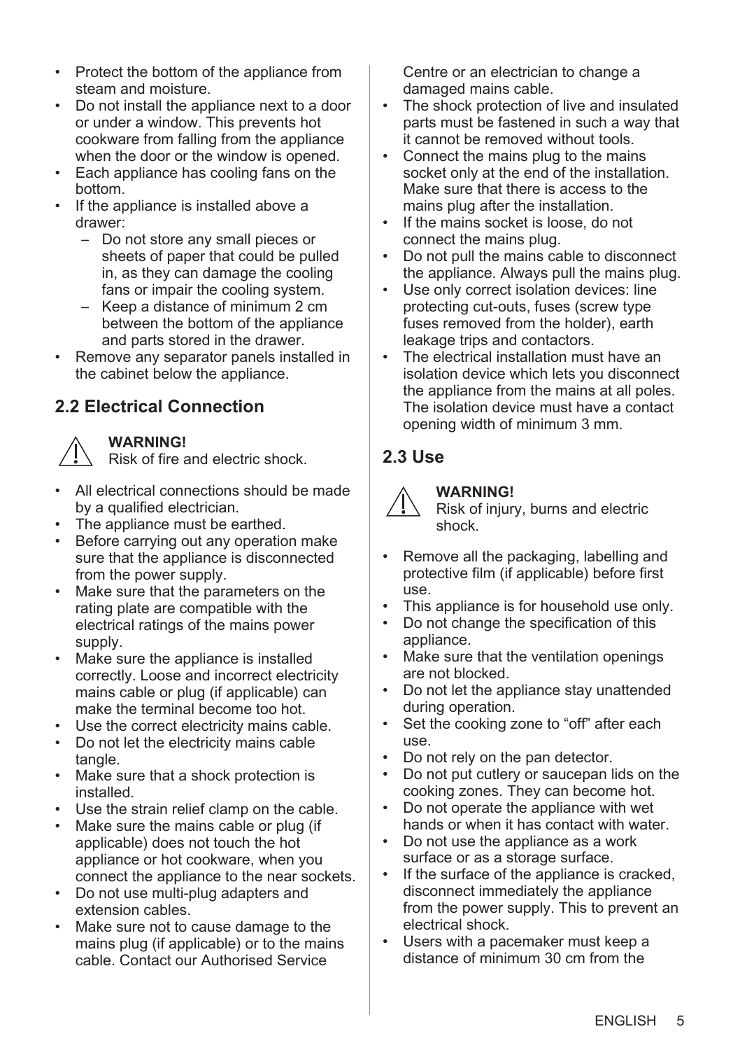- Protect the bottom of the appliance from steam and moisture.
- Do not install the appliance next to a door or under a window. This prevents hot cookware from falling from the appliance when the door or the window is opened.
- Each appliance has cooling fans on the bottom.
- If the appliance is installed above a drawer:
  - Do not store any small pieces or sheets of paper that could be pulled in, as they can damage the cooling fans or impair the cooling system.
  - Keep a distance of minimum 2 cm between the bottom of the appliance and parts stored in the drawer.
- Remove any separator panels installed in the cabinet below the appliance.

## 2.2 Electrical Connection

**WARNING!**
Risk of fire and electric shock.

- All electrical connections should be made by a qualified electrician.
- The appliance must be earthed.
- Before carrying out any operation make sure that the appliance is disconnected from the power supply.
- Make sure that the parameters on the rating plate are compatible with the electrical ratings of the mains power supply.
- Make sure the appliance is installed correctly. Loose and incorrect electricity mains cable or plug (if applicable) can make the terminal become too hot.
- Use the correct electricity mains cable.
- Do not let the electricity mains cable tangle.
- Make sure that a shock protection is installed.
- Use the strain relief clamp on the cable.
- Make sure the mains cable or plug (if applicable) does not touch the hot appliance or hot cookware, when you connect the appliance to the near sockets.
- Do not use multi-plug adapters and extension cables.
- Make sure not to cause damage to the mains plug (if applicable) or to the mains cable. Contact our Authorised Service Centre or an electrician to change a damaged mains cable.
- The shock protection of live and insulated parts must be fastened in such a way that it cannot be removed without tools.
- Connect the mains plug to the mains socket only at the end of the installation. Make sure that there is access to the mains plug after the installation.
- If the mains socket is loose, do not connect the mains plug.
- Do not pull the mains cable to disconnect the appliance. Always pull the mains plug.
- Use only correct isolation devices: line protecting cut-outs, fuses (screw type fuses removed from the holder), earth leakage trips and contactors.
- The electrical installation must have an isolation device which lets you disconnect the appliance from the mains at all poles. The isolation device must have a contact opening width of minimum 3 mm.

## 2.3 Use

**WARNING!**
Risk of injury, burns and electric shock.

- Remove all the packaging, labelling and protective film (if applicable) before first use.
- This appliance is for household use only.
- Do not change the specification of this appliance.
- Make sure that the ventilation openings are not blocked.
- Do not let the appliance stay unattended during operation.
- Set the cooking zone to “off” after each use.
- Do not rely on the pan detector.
- Do not put cutlery or saucepan lids on the cooking zones. They can become hot.
- Do not operate the appliance with wet hands or when it has contact with water.
- Do not use the appliance as a work surface or as a storage surface.
- If the surface of the appliance is cracked, disconnect immediately the appliance from the power supply. This to prevent an electrical shock.
- Users with a pacemaker must keep a distance of minimum 30 cm from the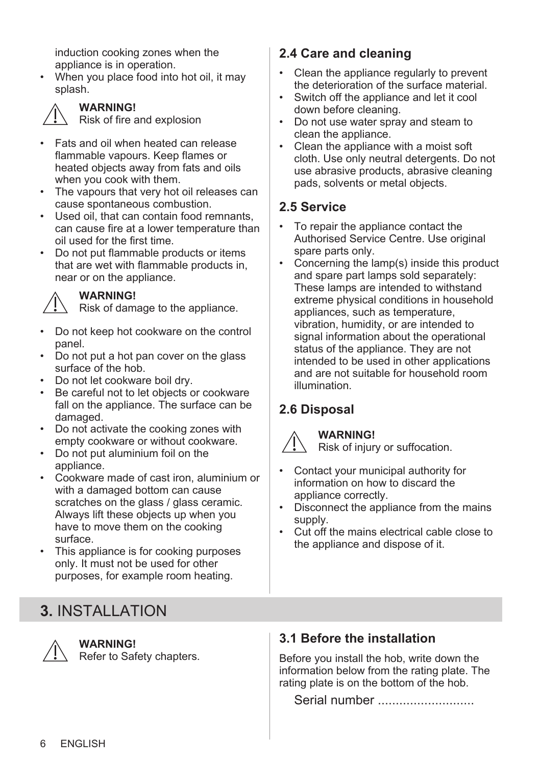induction cooking zones when the appliance is in operation.
- When you place food into hot oil, it may splash.

**WARNING!**
Risk of fire and explosion

- Fats and oil when heated can release flammable vapours. Keep flames or heated objects away from fats and oils when you cook with them.
- The vapours that very hot oil releases can cause spontaneous combustion.
- Used oil, that can contain food remnants, can cause fire at a lower temperature than oil used for the first time.
- Do not put flammable products or items that are wet with flammable products in, near or on the appliance.

**WARNING!**
Risk of damage to the appliance.

- Do not keep hot cookware on the control panel.
- Do not put a hot pan cover on the glass surface of the hob.
- Do not let cookware boil dry.
- Be careful not to let objects or cookware fall on the appliance. The surface can be damaged.
- Do not activate the cooking zones with empty cookware or without cookware.
- Do not put aluminium foil on the appliance.
- Cookware made of cast iron, aluminium or with a damaged bottom can cause scratches on the glass / glass ceramic. Always lift these objects up when you have to move them on the cooking surface.
- This appliance is for cooking purposes only. It must not be used for other purposes, for example room heating.

### 2.4 Care and cleaning

- Clean the appliance regularly to prevent the deterioration of the surface material.
- Switch off the appliance and let it cool down before cleaning.
- Do not use water spray and steam to clean the appliance.
- Clean the appliance with a moist soft cloth. Use only neutral detergents. Do not use abrasive products, abrasive cleaning pads, solvents or metal objects.

### 2.5 Service

- To repair the appliance contact the Authorised Service Centre. Use original spare parts only.
- Concerning the lamp(s) inside this product and spare part lamps sold separately: These lamps are intended to withstand extreme physical conditions in household appliances, such as temperature, vibration, humidity, or are intended to signal information about the operational status of the appliance. They are not intended to be used in other applications and are not suitable for household room illumination.

### 2.6 Disposal

**WARNING!**
Risk of injury or suffocation.

- Contact your municipal authority for information on how to discard the appliance correctly.
- Disconnect the appliance from the mains supply.
- Cut off the mains electrical cable close to the appliance and dispose of it.

## 3. INSTALLATION

**WARNING!**
Refer to Safety chapters.

### 3.1 Before the installation

Before you install the hob, write down the information below from the rating plate. The rating plate is on the bottom of the hob.

Serial number ...........................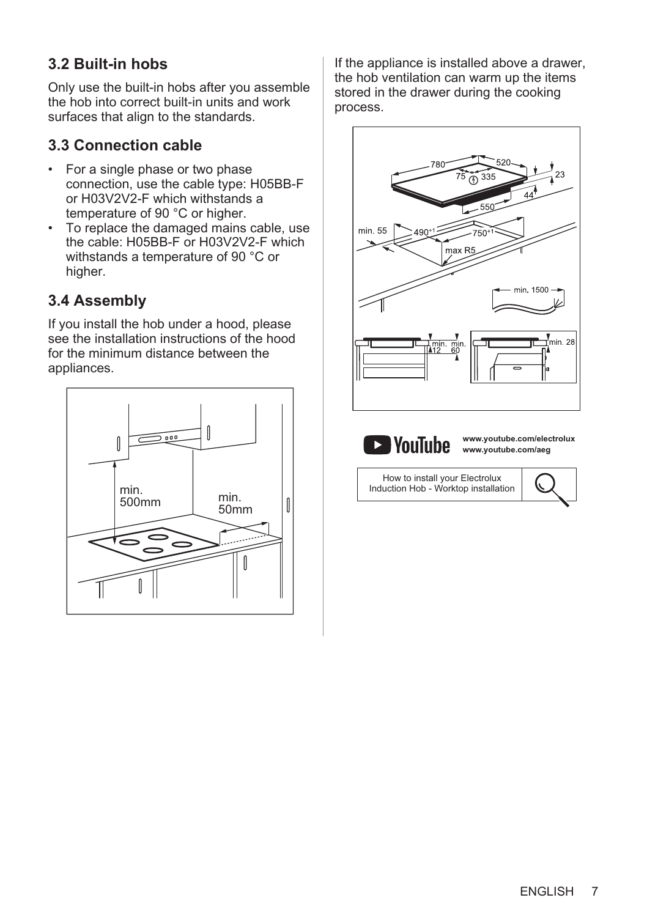## 3.2 Built-in hobs

Only use the built-in hobs after you assemble the hob into correct built-in units and work surfaces that align to the standards.

## 3.3 Connection cable

- For a single phase or two phase connection, use the cable type: H05BB-F or H03V2V2-F which withstands a temperature of 90 °C or higher.
- To replace the damaged mains cable, use the cable: H05BB-F or H03V2V2-F which withstands a temperature of 90 °C or higher.

## 3.4 Assembly

If you install the hob under a hood, please see the installation instructions of the hood for the minimum distance between the appliances.

If the appliance is installed above a drawer, the hob ventilation can warm up the items stored in the drawer during the cooking process.

www.youtube.com/electrolux
www.youtube.com/aeg

How to install your Electrolux Induction Hob - Worktop installation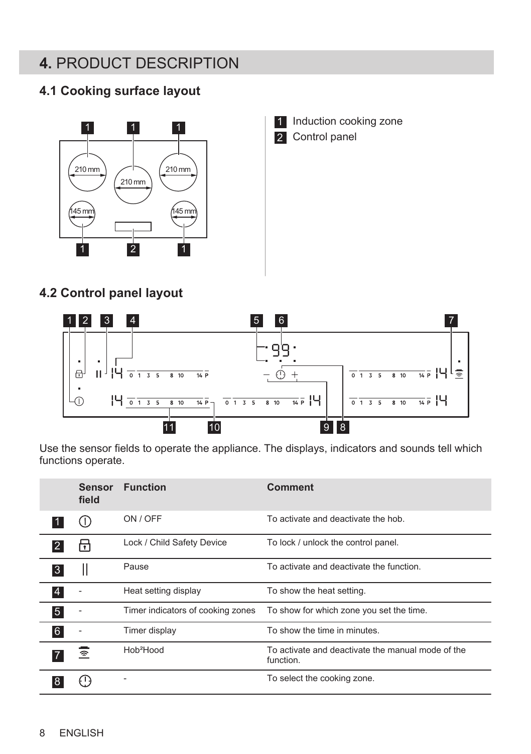# 4. PRODUCT DESCRIPTION

## 4.1 Cooking surface layout

1 Induction cooking zone
2 Control panel

## 4.2 Control panel layout

Use the sensor fields to operate the appliance. The displays, indicators and sounds tell which functions operate.

| | Sensor field | Function | Comment |
|---|---|---|---|
| 1 | ⓘ | ON / OFF | To activate and deactivate the hob. |
| 2 | 🔒 | Lock / Child Safety Device | To lock / unlock the control panel. |
| 3 | ‖ | Pause | To activate and deactivate the function. |
| 4 | - | Heat setting display | To show the heat setting. |
| 5 | - | Timer indicators of cooking zones | To show for which zone you set the time. |
| 6 | - | Timer display | To show the time in minutes. |
| 7 | | Hob²Hood | To activate and deactivate the manual mode of the function. |
| 8 | | - | To select the cooking zone. |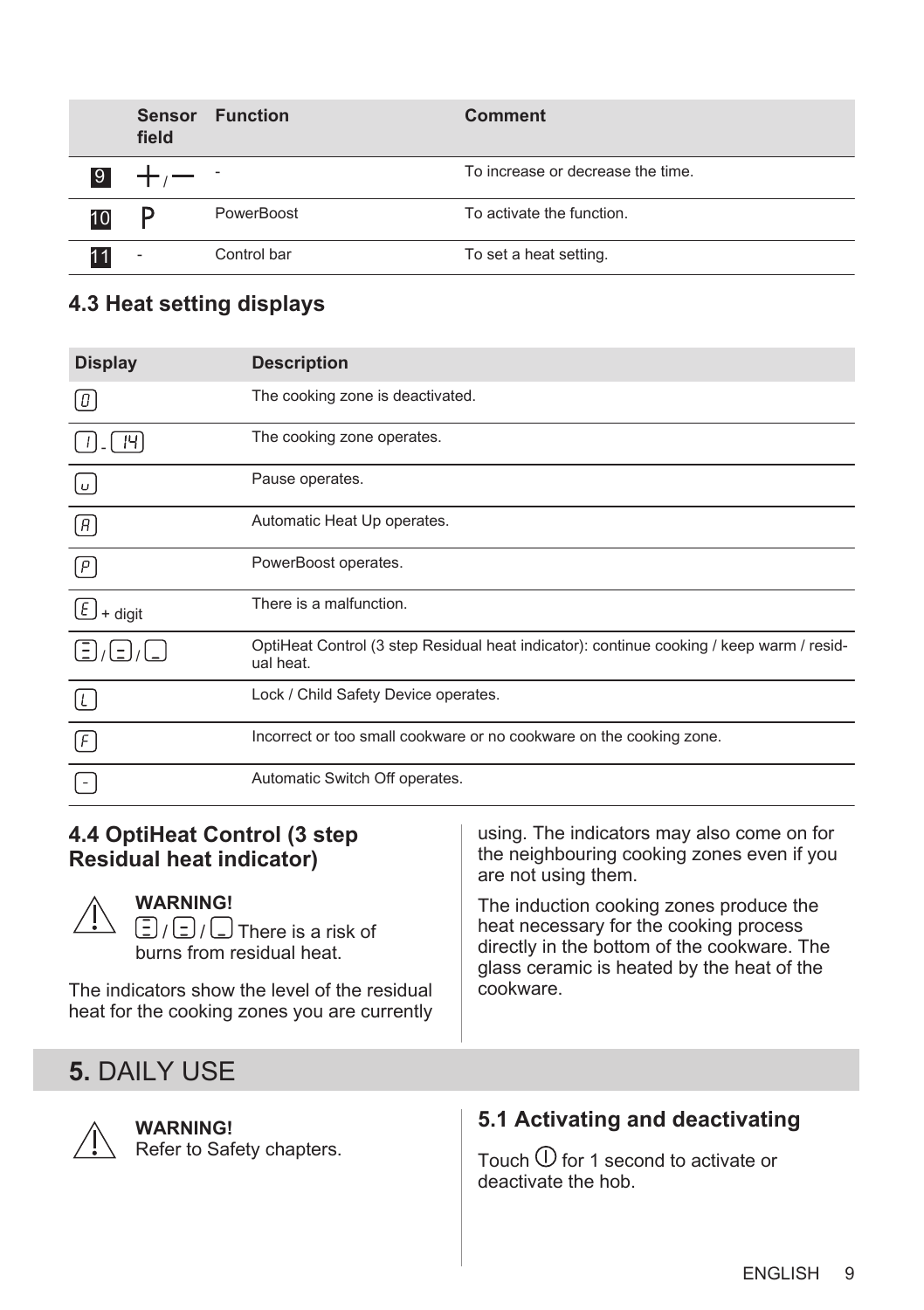| | Sensor field | Function | Comment |
|---|---|---|---|
| 9 | + / — | - | To increase or decrease the time. |
| 10 | P | PowerBoost | To activate the function. |
| 11 | - | Control bar | To set a heat setting. |

### 4.3 Heat setting displays

| Display | Description |
|---|---|
| 0 | The cooking zone is deactivated. |
| 1 - 14 | The cooking zone operates. |
| u | Pause operates. |
| A | Automatic Heat Up operates. |
| P | PowerBoost operates. |
| E + digit | There is a malfunction. |
| ☰ / = / _ | OptiHeat Control (3 step Residual heat indicator): continue cooking / keep warm / residual heat. |
| L | Lock / Child Safety Device operates. |
| F | Incorrect or too small cookware or no cookware on the cooking zone. |
| - | Automatic Switch Off operates. |

### 4.4 OptiHeat Control (3 step Residual heat indicator)

**WARNING!**
☰ / = / _ There is a risk of burns from residual heat.

The indicators show the level of the residual heat for the cooking zones you are currently using. The indicators may also come on for the neighbouring cooking zones even if you are not using them.

The induction cooking zones produce the heat necessary for the cooking process directly in the bottom of the cookware. The glass ceramic is heated by the heat of the cookware.

## 5. DAILY USE

**WARNING!**
Refer to Safety chapters.

### 5.1 Activating and deactivating

Touch ⏻ for 1 second to activate or deactivate the hob.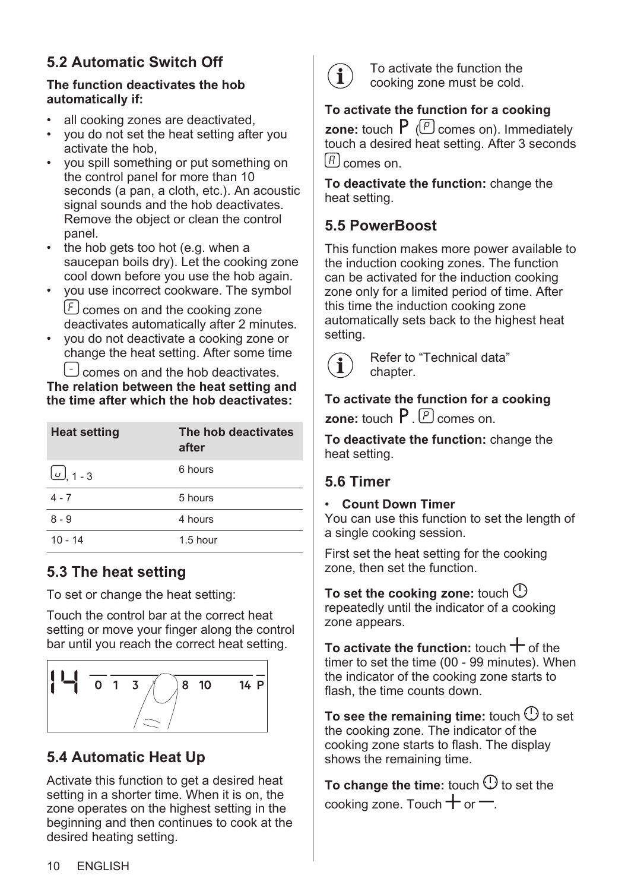## 5.2 Automatic Switch Off

**The function deactivates the hob automatically if:**

- all cooking zones are deactivated,
- you do not set the heat setting after you activate the hob,
- you spill something or put something on the control panel for more than 10 seconds (a pan, a cloth, etc.). An acoustic signal sounds and the hob deactivates. Remove the object or clean the control panel.
- the hob gets too hot (e.g. when a saucepan boils dry). Let the cooking zone cool down before you use the hob again.
- you use incorrect cookware. The symbol F comes on and the cooking zone deactivates automatically after 2 minutes.
- you do not deactivate a cooking zone or change the heat setting. After some time - comes on and the hob deactivates.

**The relation between the heat setting and the time after which the hob deactivates:**

| Heat setting | The hob deactivates after |
|---|---|
| ␣, 1 - 3 | 6 hours |
| 4 - 7 | 5 hours |
| 8 - 9 | 4 hours |
| 10 - 14 | 1.5 hour |

## 5.3 The heat setting

To set or change the heat setting:

Touch the control bar at the correct heat setting or move your finger along the control bar until you reach the correct heat setting.

## 5.4 Automatic Heat Up

Activate this function to get a desired heat setting in a shorter time. When it is on, the zone operates on the highest setting in the beginning and then continues to cook at the desired heating setting.

> To activate the function the cooking zone must be cold.

**To activate the function for a cooking zone:** touch P (P comes on). Immediately touch a desired heat setting. After 3 seconds A comes on.

**To deactivate the function:** change the heat setting.

## 5.5 PowerBoost

This function makes more power available to the induction cooking zones. The function can be activated for the induction cooking zone only for a limited period of time. After this time the induction cooking zone automatically sets back to the highest heat setting.

> Refer to “Technical data” chapter.

**To activate the function for a cooking zone:** touch P. P comes on.

**To deactivate the function:** change the heat setting.

## 5.6 Timer

- **Count Down Timer**

You can use this function to set the length of a single cooking session.

First set the heat setting for the cooking zone, then set the function.

**To set the cooking zone:** touch ⏻ repeatedly until the indicator of a cooking zone appears.

**To activate the function:** touch + of the timer to set the time (00 - 99 minutes). When the indicator of the cooking zone starts to flash, the time counts down.

**To see the remaining time:** touch ⏻ to set the cooking zone. The indicator of the cooking zone starts to flash. The display shows the remaining time.

**To change the time:** touch ⏻ to set the cooking zone. Touch + or −.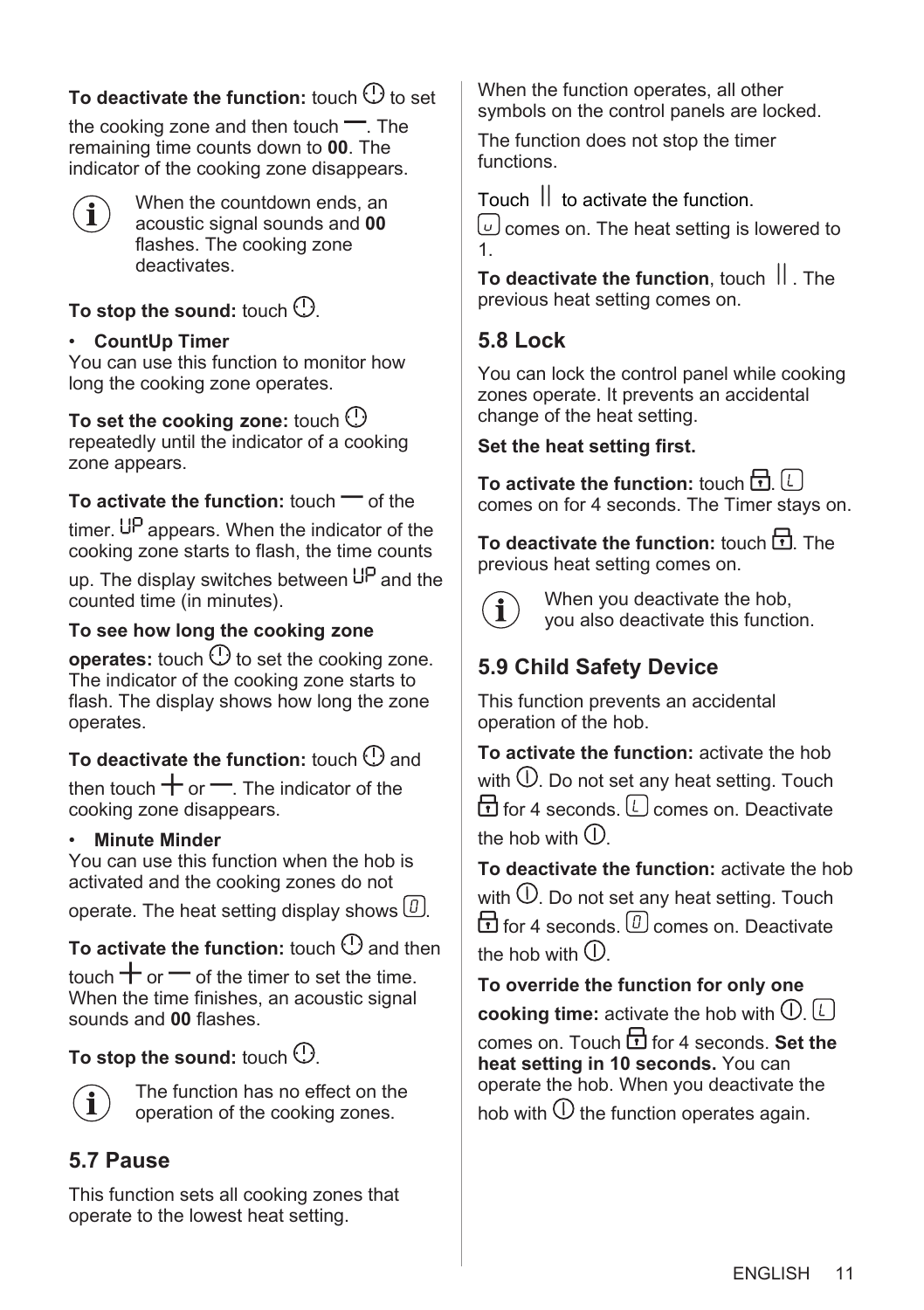**To deactivate the function:** touch ⏻ to set the cooking zone and then touch —. The remaining time counts down to **00**. The indicator of the cooking zone disappears.

> When the countdown ends, an acoustic signal sounds and **00** flashes. The cooking zone deactivates.

**To stop the sound:** touch ⏻.

- **CountUp Timer**

You can use this function to monitor how long the cooking zone operates.

**To set the cooking zone:** touch ⏻ repeatedly until the indicator of a cooking zone appears.

**To activate the function:** touch — of the timer. UP appears. When the indicator of the cooking zone starts to flash, the time counts up. The display switches between UP and the counted time (in minutes).

**To see how long the cooking zone operates:** touch ⏻ to set the cooking zone. The indicator of the cooking zone starts to flash. The display shows how long the zone operates.

**To deactivate the function:** touch ⏻ and then touch + or —. The indicator of the cooking zone disappears.

- **Minute Minder**

You can use this function when the hob is activated and the cooking zones do not operate. The heat setting display shows 0.

**To activate the function:** touch ⏻ and then touch + or — of the timer to set the time. When the time finishes, an acoustic signal sounds and **00** flashes.

**To stop the sound:** touch ⏻.

> The function has no effect on the operation of the cooking zones.

## 5.7 Pause

This function sets all cooking zones that operate to the lowest heat setting.

When the function operates, all other symbols on the control panels are locked.

The function does not stop the timer functions.

Touch || to activate the function. u comes on. The heat setting is lowered to 1.

**To deactivate the function**, touch ||. The previous heat setting comes on.

## 5.8 Lock

You can lock the control panel while cooking zones operate. It prevents an accidental change of the heat setting.

**Set the heat setting first.**

**To activate the function:** touch 🔒. L comes on for 4 seconds. The Timer stays on.

**To deactivate the function:** touch 🔒. The previous heat setting comes on.

> When you deactivate the hob, you also deactivate this function.

## 5.9 Child Safety Device

This function prevents an accidental operation of the hob.

**To activate the function:** activate the hob with ⏻. Do not set any heat setting. Touch 🔒 for 4 seconds. L comes on. Deactivate the hob with ⏻.

**To deactivate the function:** activate the hob with ⏻. Do not set any heat setting. Touch 🔒 for 4 seconds. 0 comes on. Deactivate the hob with ⏻.

**To override the function for only one cooking time:** activate the hob with ⏻. L comes on. Touch 🔒 for 4 seconds. **Set the heat setting in 10 seconds.** You can operate the hob. When you deactivate the hob with ⏻ the function operates again.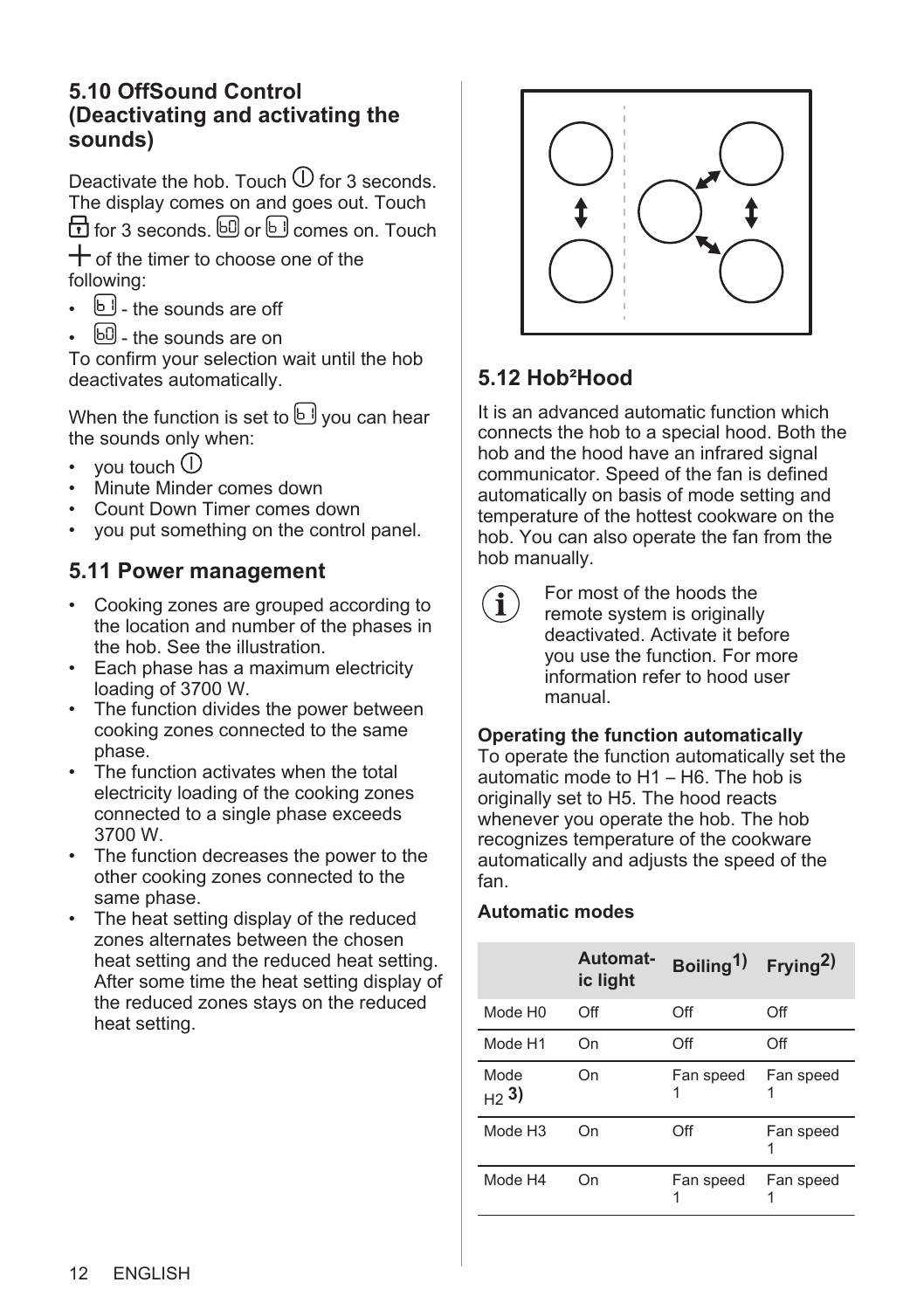### 5.10 OffSound Control (Deactivating and activating the sounds)

Deactivate the hob. Touch ⓘ for 3 seconds. The display comes on and goes out. Touch 🔒 for 3 seconds. b0 or b1 comes on. Touch + of the timer to choose one of the following:

- b1 - the sounds are off
- b0 - the sounds are on

To confirm your selection wait until the hob deactivates automatically.

When the function is set to b1 you can hear the sounds only when:

- you touch ⓘ
- Minute Minder comes down
- Count Down Timer comes down
- you put something on the control panel.

### 5.11 Power management

- Cooking zones are grouped according to the location and number of the phases in the hob. See the illustration.
- Each phase has a maximum electricity loading of 3700 W.
- The function divides the power between cooking zones connected to the same phase.
- The function activates when the total electricity loading of the cooking zones connected to a single phase exceeds 3700 W.
- The function decreases the power to the other cooking zones connected to the same phase.
- The heat setting display of the reduced zones alternates between the chosen heat setting and the reduced heat setting. After some time the heat setting display of the reduced zones stays on the reduced heat setting.

### 5.12 Hob²Hood

It is an advanced automatic function which connects the hob to a special hood. Both the hob and the hood have an infrared signal communicator. Speed of the fan is defined automatically on basis of mode setting and temperature of the hottest cookware on the hob. You can also operate the fan from the hob manually.

ℹ For most of the hoods the remote system is originally deactivated. Activate it before you use the function. For more information refer to hood user manual.

**Operating the function automatically**

To operate the function automatically set the automatic mode to H1 – H6. The hob is originally set to H5. The hood reacts whenever you operate the hob. The hob recognizes temperature of the cookware automatically and adjusts the speed of the fan.

**Automatic modes**

| | Automatic light | Boiling[1)] | Frying[2)] |
|---|---|---|---|
| Mode H0 | Off | Off | Off |
| Mode H1 | On | Off | Off |
| Mode H2 [3)] | On | Fan speed 1 | Fan speed 1 |
| Mode H3 | On | Off | Fan speed 1 |
| Mode H4 | On | Fan speed 1 | Fan speed 1 |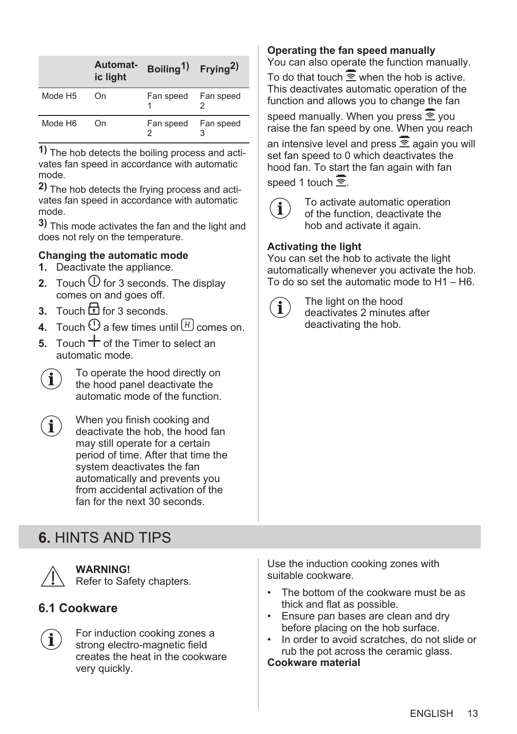| | Automatic light | Boiling[1] | Frying[2] |
|---|---|---|---|
| Mode H5 | On | Fan speed 1 | Fan speed 2 |
| Mode H6 | On | Fan speed 2 | Fan speed 3 |

[1] The hob detects the boiling process and activates fan speed in accordance with automatic mode.

[2] The hob detects the frying process and activates fan speed in accordance with automatic mode.

[3] This mode activates the fan and the light and does not rely on the temperature.

**Changing the automatic mode**

1. Deactivate the appliance.
2. Touch ⓘ for 3 seconds. The display comes on and goes off.
3. Touch 🔒 for 3 seconds.
4. Touch ⓘ a few times until H comes on.
5. Touch + of the Timer to select an automatic mode.

To operate the hood directly on the hood panel deactivate the automatic mode of the function.

When you finish cooking and deactivate the hob, the hood fan may still operate for a certain period of time. After that time the system deactivates the fan automatically and prevents you from accidental activation of the fan for the next 30 seconds.

**Operating the fan speed manually**

You can also operate the function manually. To do that touch ≋ when the hob is active. This deactivates automatic operation of the function and allows you to change the fan speed manually. When you press ≋ you raise the fan speed by one. When you reach an intensive level and press ≋ again you will set fan speed to 0 which deactivates the hood fan. To start the fan again with fan speed 1 touch ≋.

To activate automatic operation of the function, deactivate the hob and activate it again.

**Activating the light**

You can set the hob to activate the light automatically whenever you activate the hob. To do so set the automatic mode to H1 – H6.

The light on the hood deactivates 2 minutes after deactivating the hob.

# 6. HINTS AND TIPS

**WARNING!**
Refer to Safety chapters.

## 6.1 Cookware

For induction cooking zones a strong electro-magnetic field creates the heat in the cookware very quickly.

Use the induction cooking zones with suitable cookware.

- The bottom of the cookware must be as thick and flat as possible.
- Ensure pan bases are clean and dry before placing on the hob surface.
- In order to avoid scratches, do not slide or rub the pot across the ceramic glass.

**Cookware material**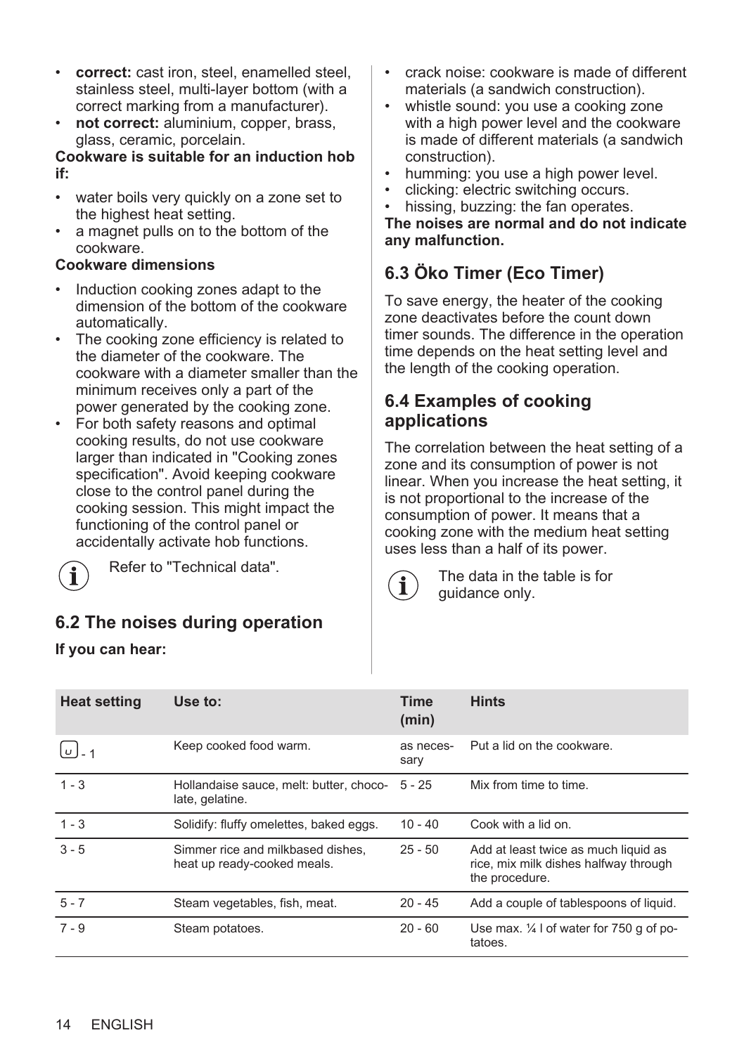- **correct:** cast iron, steel, enamelled steel, stainless steel, multi-layer bottom (with a correct marking from a manufacturer).
- **not correct:** aluminium, copper, brass, glass, ceramic, porcelain.

**Cookware is suitable for an induction hob if:**

- water boils very quickly on a zone set to the highest heat setting.
- a magnet pulls on to the bottom of the cookware.

**Cookware dimensions**

- Induction cooking zones adapt to the dimension of the bottom of the cookware automatically.
- The cooking zone efficiency is related to the diameter of the cookware. The cookware with a diameter smaller than the minimum receives only a part of the power generated by the cooking zone.
- For both safety reasons and optimal cooking results, do not use cookware larger than indicated in "Cooking zones specification". Avoid keeping cookware close to the control panel during the cooking session. This might impact the functioning of the control panel or accidentally activate hob functions.

Refer to "Technical data".

## 6.2 The noises during operation

**If you can hear:**

- crack noise: cookware is made of different materials (a sandwich construction).
- whistle sound: you use a cooking zone with a high power level and the cookware is made of different materials (a sandwich construction).
- humming: you use a high power level.
- clicking: electric switching occurs.
- hissing, buzzing: the fan operates.

**The noises are normal and do not indicate any malfunction.**

## 6.3 Öko Timer (Eco Timer)

To save energy, the heater of the cooking zone deactivates before the count down timer sounds. The difference in the operation time depends on the heat setting level and the length of the cooking operation.

## 6.4 Examples of cooking applications

The correlation between the heat setting of a zone and its consumption of power is not linear. When you increase the heat setting, it is not proportional to the increase of the consumption of power. It means that a cooking zone with the medium heat setting uses less than a half of its power.

The data in the table is for guidance only.

| Heat setting | Use to: | Time (min) | Hints |
|---|---|---|---|
| ⌴ - 1 | Keep cooked food warm. | as necessary | Put a lid on the cookware. |
| 1 - 3 | Hollandaise sauce, melt: butter, chocolate, gelatine. | 5 - 25 | Mix from time to time. |
| 1 - 3 | Solidify: fluffy omelettes, baked eggs. | 10 - 40 | Cook with a lid on. |
| 3 - 5 | Simmer rice and milkbased dishes, heat up ready-cooked meals. | 25 - 50 | Add at least twice as much liquid as rice, mix milk dishes halfway through the procedure. |
| 5 - 7 | Steam vegetables, fish, meat. | 20 - 45 | Add a couple of tablespoons of liquid. |
| 7 - 9 | Steam potatoes. | 20 - 60 | Use max. ¼ l of water for 750 g of potatoes. |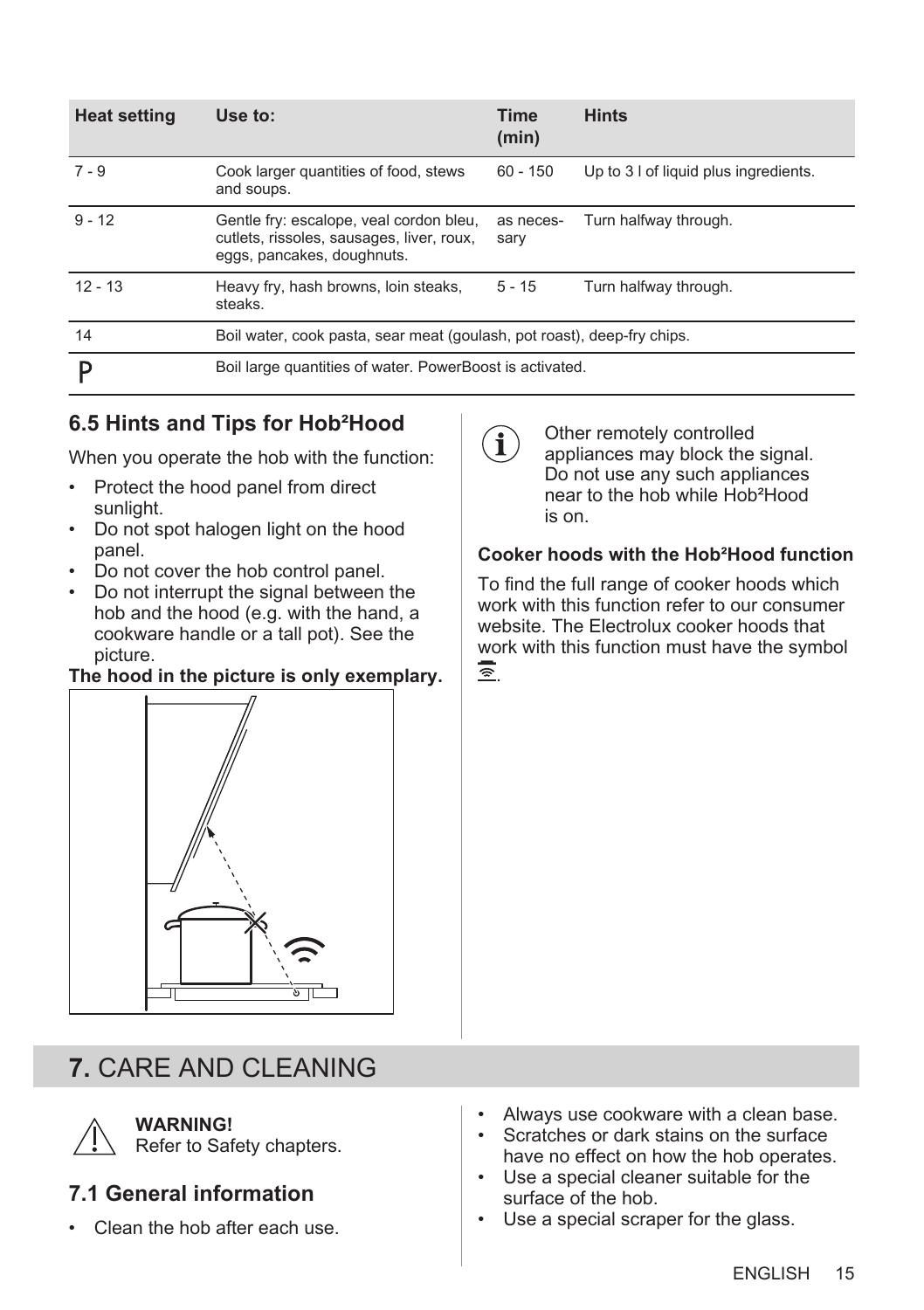| Heat setting | Use to: | Time (min) | Hints |
|---|---|---|---|
| 7 - 9 | Cook larger quantities of food, stews and soups. | 60 - 150 | Up to 3 l of liquid plus ingredients. |
| 9 - 12 | Gentle fry: escalope, veal cordon bleu, cutlets, rissoles, sausages, liver, roux, eggs, pancakes, doughnuts. | as necessary | Turn halfway through. |
| 12 - 13 | Heavy fry, hash browns, loin steaks, steaks. | 5 - 15 | Turn halfway through. |
| 14 | Boil water, cook pasta, sear meat (goulash, pot roast), deep-fry chips. | | |
| P | Boil large quantities of water. PowerBoost is activated. | | |

### 6.5 Hints and Tips for Hob²Hood

When you operate the hob with the function:

- Protect the hood panel from direct sunlight.
- Do not spot halogen light on the hood panel.
- Do not cover the hob control panel.
- Do not interrupt the signal between the hob and the hood (e.g. with the hand, a cookware handle or a tall pot). See the picture.

**The hood in the picture is only exemplary.**

Other remotely controlled appliances may block the signal. Do not use any such appliances near to the hob while Hob²Hood is on.

**Cooker hoods with the Hob²Hood function**

To find the full range of cooker hoods which work with this function refer to our consumer website. The Electrolux cooker hoods that work with this function must have the symbol .

## 7. CARE AND CLEANING

**WARNING!**
Refer to Safety chapters.

### 7.1 General information

- Clean the hob after each use.
- Always use cookware with a clean base.
- Scratches or dark stains on the surface have no effect on how the hob operates.
- Use a special cleaner suitable for the surface of the hob.
- Use a special scraper for the glass.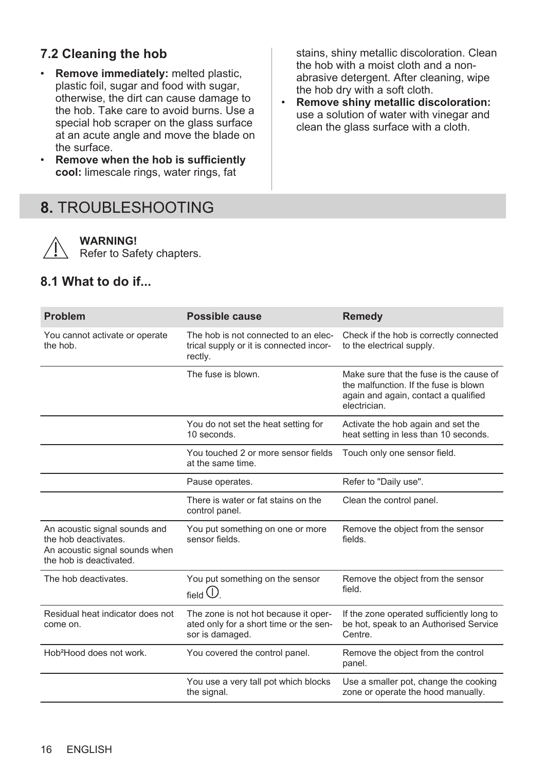## 7.2 Cleaning the hob

- **Remove immediately:** melted plastic, plastic foil, sugar and food with sugar, otherwise, the dirt can cause damage to the hob. Take care to avoid burns. Use a special hob scraper on the glass surface at an acute angle and move the blade on the surface.
- **Remove when the hob is sufficiently cool:** limescale rings, water rings, fat stains, shiny metallic discoloration. Clean the hob with a moist cloth and a non-abrasive detergent. After cleaning, wipe the hob dry with a soft cloth.
- **Remove shiny metallic discoloration:** use a solution of water with vinegar and clean the glass surface with a cloth.

# 8. TROUBLESHOOTING

**WARNING!**
Refer to Safety chapters.

## 8.1 What to do if...

| Problem | Possible cause | Remedy |
|---|---|---|
| You cannot activate or operate the hob. | The hob is not connected to an electrical supply or it is connected incorrectly. | Check if the hob is correctly connected to the electrical supply. |
| | The fuse is blown. | Make sure that the fuse is the cause of the malfunction. If the fuse is blown again and again, contact a qualified electrician. |
| | You do not set the heat setting for 10 seconds. | Activate the hob again and set the heat setting in less than 10 seconds. |
| | You touched 2 or more sensor fields at the same time. | Touch only one sensor field. |
| | Pause operates. | Refer to "Daily use". |
| | There is water or fat stains on the control panel. | Clean the control panel. |
| An acoustic signal sounds and the hob deactivates.<br>An acoustic signal sounds when the hob is deactivated. | You put something on one or more sensor fields. | Remove the object from the sensor fields. |
| The hob deactivates. | You put something on the sensor field ⓘ. | Remove the object from the sensor field. |
| Residual heat indicator does not come on. | The zone is not hot because it operated only for a short time or the sensor is damaged. | If the zone operated sufficiently long to be hot, speak to an Authorised Service Centre. |
| Hob²Hood does not work. | You covered the control panel. | Remove the object from the control panel. |
| | You use a very tall pot which blocks the signal. | Use a smaller pot, change the cooking zone or operate the hood manually. |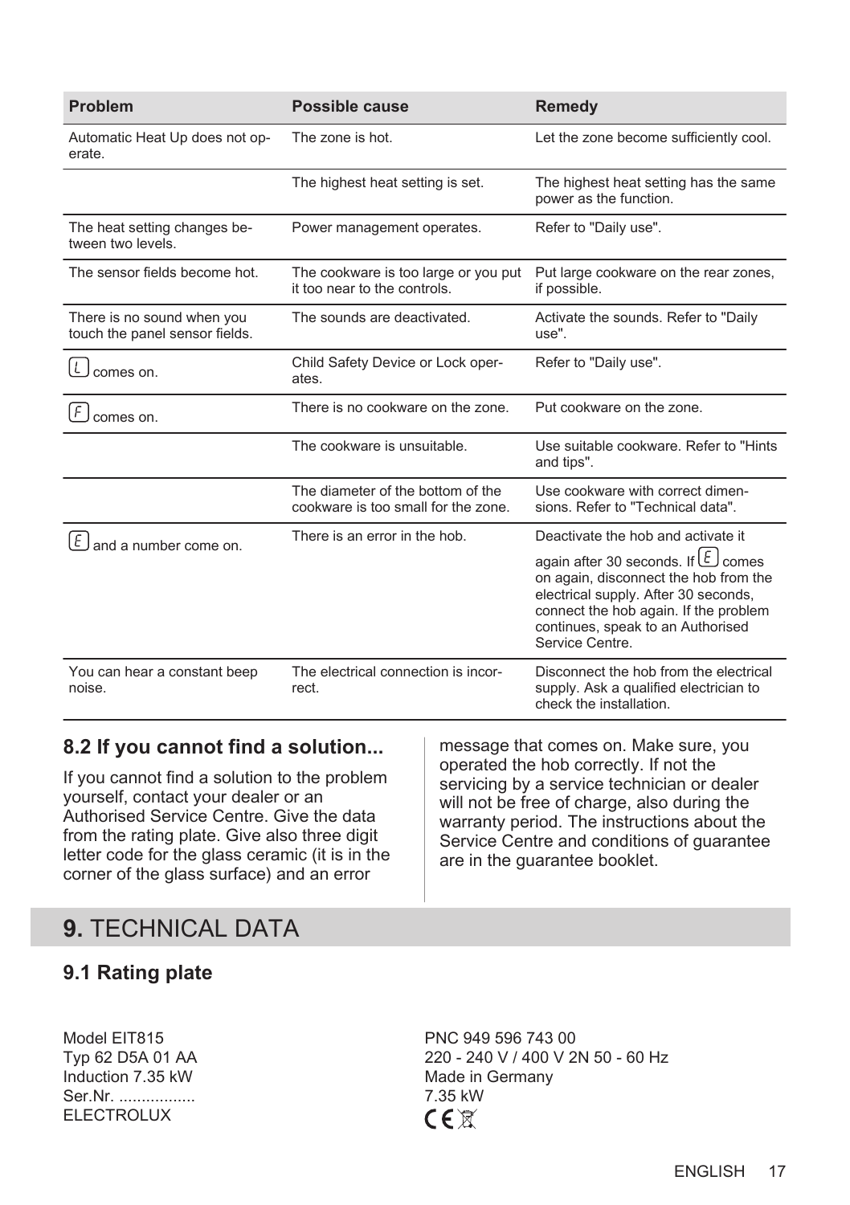| Problem | Possible cause | Remedy |
|---|---|---|
| Automatic Heat Up does not operate. | The zone is hot. | Let the zone become sufficiently cool. |
| | The highest heat setting is set. | The highest heat setting has the same power as the function. |
| The heat setting changes between two levels. | Power management operates. | Refer to "Daily use". |
| The sensor fields become hot. | The cookware is too large or you put it too near to the controls. | Put large cookware on the rear zones, if possible. |
| There is no sound when you touch the panel sensor fields. | The sounds are deactivated. | Activate the sounds. Refer to "Daily use". |
| L comes on. | Child Safety Device or Lock operates. | Refer to "Daily use". |
| F comes on. | There is no cookware on the zone. | Put cookware on the zone. |
| | The cookware is unsuitable. | Use suitable cookware. Refer to "Hints and tips". |
| | The diameter of the bottom of the cookware is too small for the zone. | Use cookware with correct dimensions. Refer to "Technical data". |
| E and a number come on. | There is an error in the hob. | Deactivate the hob and activate it again after 30 seconds. If E comes on again, disconnect the hob from the electrical supply. After 30 seconds, connect the hob again. If the problem continues, speak to an Authorised Service Centre. |
| You can hear a constant beep noise. | The electrical connection is incorrect. | Disconnect the hob from the electrical supply. Ask a qualified electrician to check the installation. |

### 8.2 If you cannot find a solution...

If you cannot find a solution to the problem yourself, contact your dealer or an Authorised Service Centre. Give the data from the rating plate. Give also three digit letter code for the glass ceramic (it is in the corner of the glass surface) and an error message that comes on. Make sure, you operated the hob correctly. If not the servicing by a service technician or dealer will not be free of charge, also during the warranty period. The instructions about the Service Centre and conditions of guarantee are in the guarantee booklet.

## 9. TECHNICAL DATA

### 9.1 Rating plate

Model EIT815
Typ 62 D5A 01 AA
Induction 7.35 kW
Ser.Nr. .................
ELECTROLUX

PNC 949 596 743 00
220 - 240 V / 400 V 2N 50 - 60 Hz
Made in Germany
7.35 kW
CE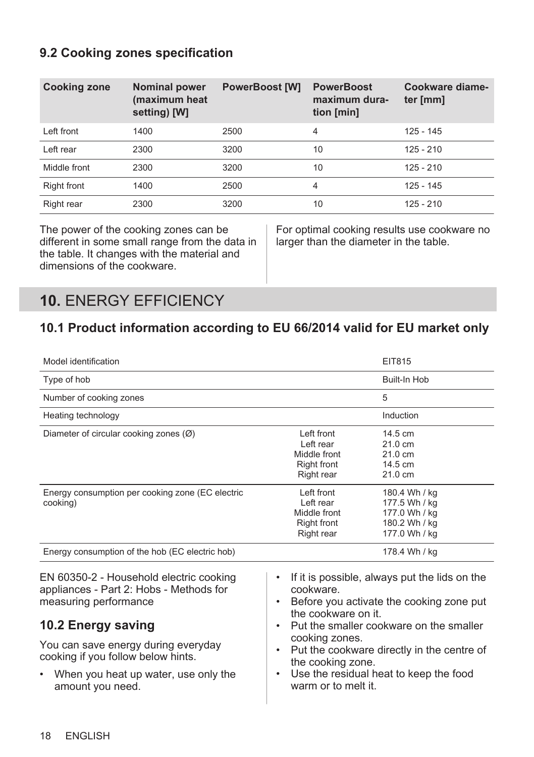### 9.2 Cooking zones specification

| Cooking zone | Nominal power (maximum heat setting) [W] | PowerBoost [W] | PowerBoost maximum duration [min] | Cookware diameter [mm] |
|---|---|---|---|---|
| Left front | 1400 | 2500 | 4 | 125 - 145 |
| Left rear | 2300 | 3200 | 10 | 125 - 210 |
| Middle front | 2300 | 3200 | 10 | 125 - 210 |
| Right front | 1400 | 2500 | 4 | 125 - 145 |
| Right rear | 2300 | 3200 | 10 | 125 - 210 |

The power of the cooking zones can be different in some small range from the data in the table. It changes with the material and dimensions of the cookware.

For optimal cooking results use cookware no larger than the diameter in the table.

## 10. ENERGY EFFICIENCY

### 10.1 Product information according to EU 66/2014 valid for EU market only

| | | |
|---|---|---|
| Model identification | | EIT815 |
| Type of hob | | Built-In Hob |
| Number of cooking zones | | 5 |
| Heating technology | | Induction |
| Diameter of circular cooking zones (Ø) | Left front<br>Left rear<br>Middle front<br>Right front<br>Right rear | 14.5 cm<br>21.0 cm<br>21.0 cm<br>14.5 cm<br>21.0 cm |
| Energy consumption per cooking zone (EC electric cooking) | Left front<br>Left rear<br>Middle front<br>Right front<br>Right rear | 180.4 Wh / kg<br>177.5 Wh / kg<br>177.0 Wh / kg<br>180.2 Wh / kg<br>177.0 Wh / kg |
| Energy consumption of the hob (EC electric hob) | | 178.4 Wh / kg |

EN 60350-2 - Household electric cooking appliances - Part 2: Hobs - Methods for measuring performance

### 10.2 Energy saving

You can save energy during everyday cooking if you follow below hints.

- When you heat up water, use only the amount you need.
- If it is possible, always put the lids on the cookware.
- Before you activate the cooking zone put the cookware on it.
- Put the smaller cookware on the smaller cooking zones.
- Put the cookware directly in the centre of the cooking zone.
- Use the residual heat to keep the food warm or to melt it.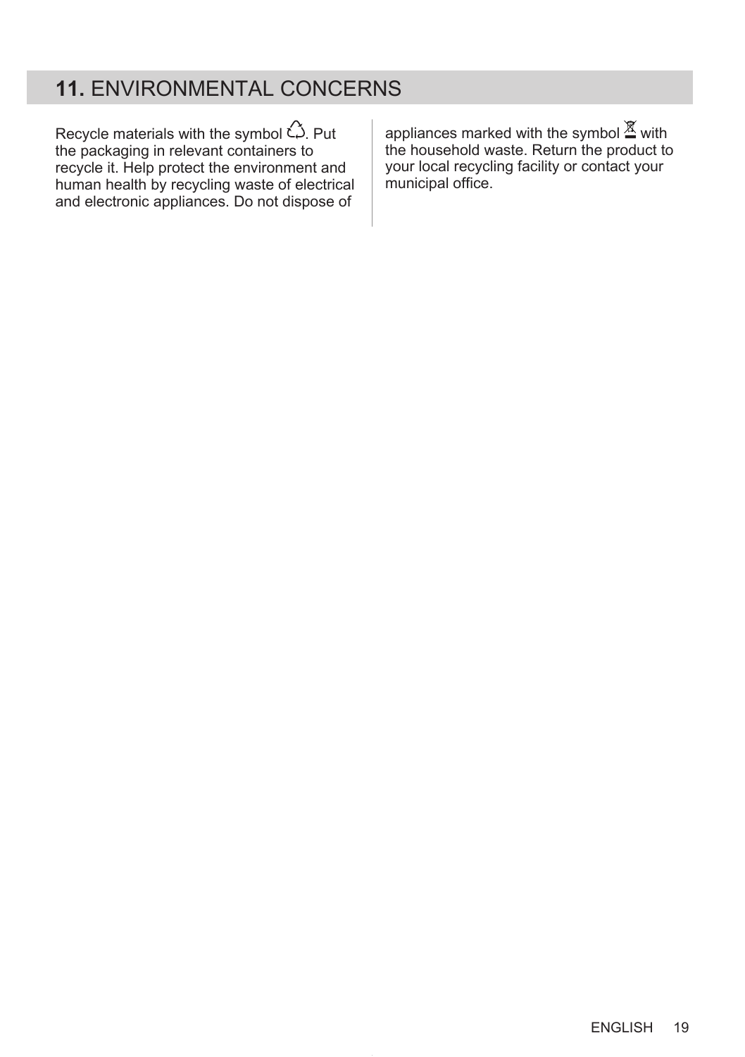## 11. ENVIRONMENTAL CONCERNS

Recycle materials with the symbol ♺. Put the packaging in relevant containers to recycle it. Help protect the environment and human health by recycling waste of electrical and electronic appliances. Do not dispose of appliances marked with the symbol ⊠ with the household waste. Return the product to your local recycling facility or contact your municipal office.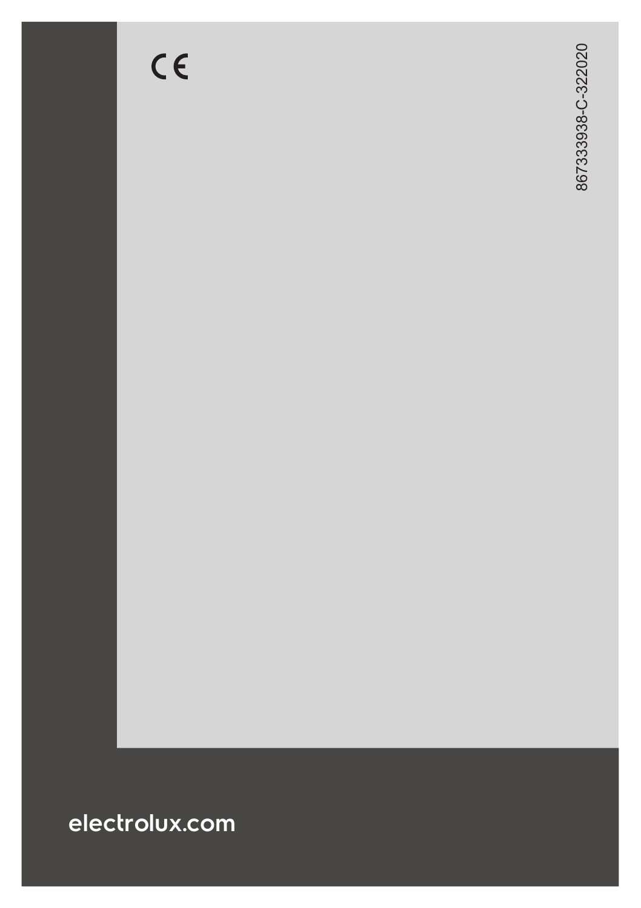CE

867333938-C-322020

electrolux.com